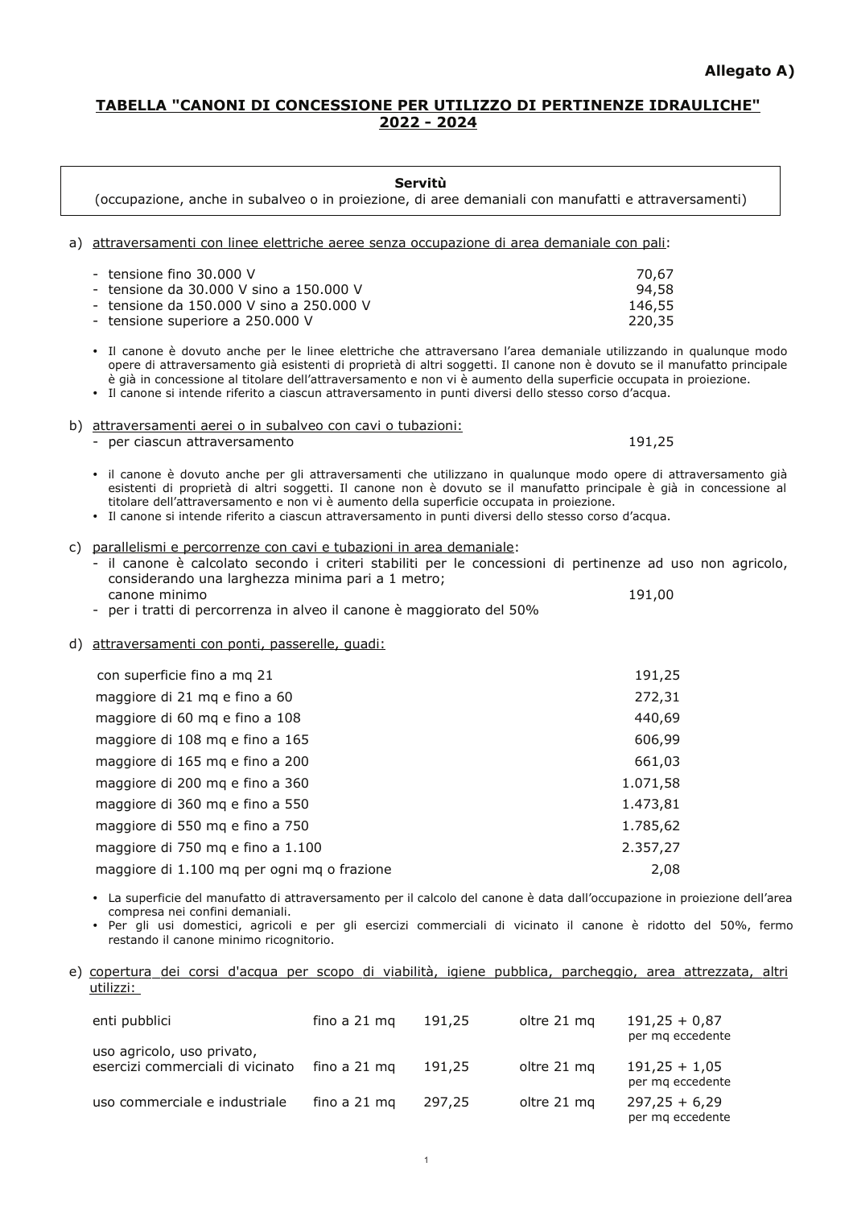**Allegato A)**

## TABELLA "CANONI DI CONCESSIONE PER UTILIZZO DI PERTINENZE IDRAULICHE" 2022 - 2024

**Servitù**
(occupazione, anche in subalveo o in proiezione, di aree demaniali con manufatti e attraversamenti)

a) attraversamenti con linee elettriche aeree senza occupazione di area demaniale con pali:

| | |
|---|---|
| - tensione fino 30.000 V | 70,67 |
| - tensione da 30.000 V sino a 150.000 V | 94,58 |
| - tensione da 150.000 V sino a 250.000 V | 146,55 |
| - tensione superiore a 250.000 V | 220,35 |

- Il canone è dovuto anche per le linee elettriche che attraversano l'area demaniale utilizzando in qualunque modo opere di attraversamento già esistenti di proprietà di altri soggetti. Il canone non è dovuto se il manufatto principale è già in concessione al titolare dell'attraversamento e non vi è aumento della superficie occupata in proiezione.
- Il canone si intende riferito a ciascun attraversamento in punti diversi dello stesso corso d'acqua.

b) attraversamenti aerei o in subalveo con cavi o tubazioni:

| | |
|---|---|
| - per ciascun attraversamento | 191,25 |

- il canone è dovuto anche per gli attraversamenti che utilizzano in qualunque modo opere di attraversamento già esistenti di proprietà di altri soggetti. Il canone non è dovuto se il manufatto principale è già in concessione al titolare dell'attraversamento e non vi è aumento della superficie occupata in proiezione.
- Il canone si intende riferito a ciascun attraversamento in punti diversi dello stesso corso d'acqua.

c) parallelismi e percorrenze con cavi e tubazioni in area demaniale:
- il canone è calcolato secondo i criteri stabiliti per le concessioni di pertinenze ad uso non agricolo, considerando una larghezza minima pari a 1 metro;
  canone minimo 191,00
- per i tratti di percorrenza in alveo il canone è maggiorato del 50%

d) attraversamenti con ponti, passerelle, guadi:

| | |
|---|---|
| con superficie fino a mq 21 | 191,25 |
| maggiore di 21 mq e fino a 60 | 272,31 |
| maggiore di 60 mq e fino a 108 | 440,69 |
| maggiore di 108 mq e fino a 165 | 606,99 |
| maggiore di 165 mq e fino a 200 | 661,03 |
| maggiore di 200 mq e fino a 360 | 1.071,58 |
| maggiore di 360 mq e fino a 550 | 1.473,81 |
| maggiore di 550 mq e fino a 750 | 1.785,62 |
| maggiore di 750 mq e fino a 1.100 | 2.357,27 |
| maggiore di 1.100 mq per ogni mq o frazione | 2,08 |

- La superficie del manufatto di attraversamento per il calcolo del canone è data dall'occupazione in proiezione dell'area compresa nei confini demaniali.
- Per gli usi domestici, agricoli e per gli esercizi commerciali di vicinato il canone è ridotto del 50%, fermo restando il canone minimo ricognitorio.

e) copertura dei corsi d'acqua per scopo di viabilità, igiene pubblica, parcheggio, area attrezzata, altri utilizzi:

| | | | | |
|---|---|---|---|---|
| enti pubblici | fino a 21 mq | 191,25 | oltre 21 mq | 191,25 + 0,87 per mq eccedente |
| uso agricolo, uso privato, esercizi commerciali di vicinato | fino a 21 mq | 191,25 | oltre 21 mq | 191,25 + 1,05 per mq eccedente |
| uso commerciale e industriale | fino a 21 mq | 297,25 | oltre 21 mq | 297,25 + 6,29 per mq eccedente |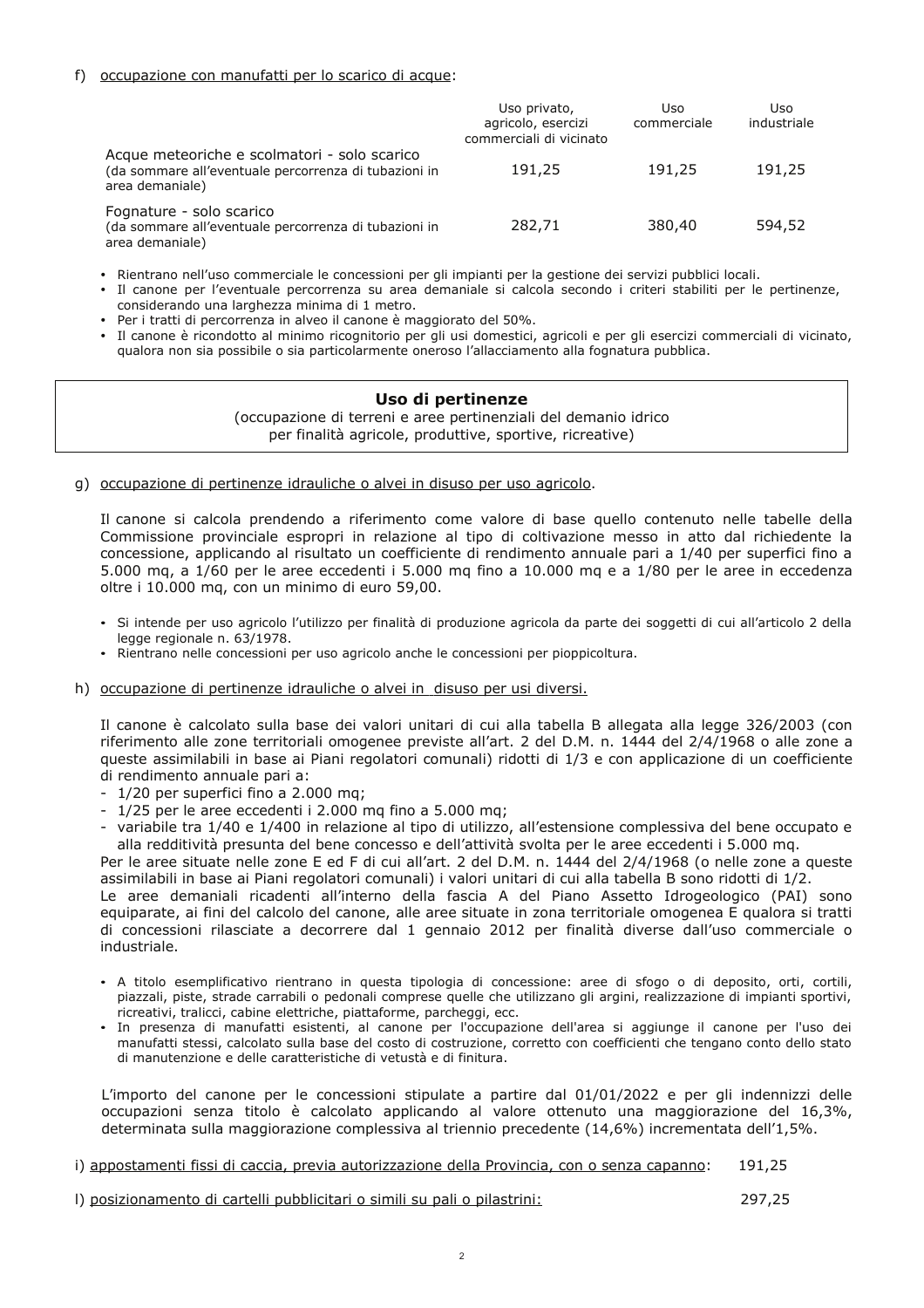f) <u>occupazione con manufatti per lo scarico di acque</u>:

| | Uso privato, agricolo, esercizi commerciali di vicinato | Uso commerciale | Uso industriale |
|---|---|---|---|
| Acque meteoriche e scolmatori - solo scarico (da sommare all'eventuale percorrenza di tubazioni in area demaniale) | 191,25 | 191,25 | 191,25 |
| Fognature - solo scarico (da sommare all'eventuale percorrenza di tubazioni in area demaniale) | 282,71 | 380,40 | 594,52 |

- Rientrano nell'uso commerciale le concessioni per gli impianti per la gestione dei servizi pubblici locali.
- Il canone per l'eventuale percorrenza su area demaniale si calcola secondo i criteri stabiliti per le pertinenze, considerando una larghezza minima di 1 metro.
- Per i tratti di percorrenza in alveo il canone è maggiorato del 50%.
- Il canone è ricondotto al minimo ricognitorio per gli usi domestici, agricoli e per gli esercizi commerciali di vicinato, qualora non sia possibile o sia particolarmente oneroso l'allacciamento alla fognatura pubblica.

## Uso di pertinenze

(occupazione di terreni e aree pertinenziali del demanio idrico per finalità agricole, produttive, sportive, ricreative)

g) <u>occupazione di pertinenze idrauliche o alvei in disuso per uso agricolo</u>.

Il canone si calcola prendendo a riferimento come valore di base quello contenuto nelle tabelle della Commissione provinciale espropri in relazione al tipo di coltivazione messo in atto dal richiedente la concessione, applicando al risultato un coefficiente di rendimento annuale pari a 1/40 per superfici fino a 5.000 mq, a 1/60 per le aree eccedenti i 5.000 mq fino a 10.000 mq e a 1/80 per le aree in eccedenza oltre i 10.000 mq, con un minimo di euro 59,00.

- Si intende per uso agricolo l'utilizzo per finalità di produzione agricola da parte dei soggetti di cui all'articolo 2 della legge regionale n. 63/1978.
- Rientrano nelle concessioni per uso agricolo anche le concessioni per pioppicoltura.

h) <u>occupazione di pertinenze idrauliche o alvei in disuso per usi diversi.</u>

Il canone è calcolato sulla base dei valori unitari di cui alla tabella B allegata alla legge 326/2003 (con riferimento alle zone territoriali omogenee previste all'art. 2 del D.M. n. 1444 del 2/4/1968 o alle zone a queste assimilabili in base ai Piani regolatori comunali) ridotti di 1/3 e con applicazione di un coefficiente di rendimento annuale pari a:

- 1/20 per superfici fino a 2.000 mq;
- 1/25 per le aree eccedenti i 2.000 mq fino a 5.000 mq;
- variabile tra 1/40 e 1/400 in relazione al tipo di utilizzo, all'estensione complessiva del bene occupato e alla redditività presunta del bene concesso e dell'attività svolta per le aree eccedenti i 5.000 mq.

Per le aree situate nelle zone E ed F di cui all'art. 2 del D.M. n. 1444 del 2/4/1968 (o nelle zone a queste assimilabili in base ai Piani regolatori comunali) i valori unitari di cui alla tabella B sono ridotti di 1/2.
Le aree demaniali ricadenti all'interno della fascia A del Piano Assetto Idrogeologico (PAI) sono equiparate, ai fini del calcolo del canone, alle aree situate in zona territoriale omogenea E qualora si tratti di concessioni rilasciate a decorrere dal 1 gennaio 2012 per finalità diverse dall'uso commerciale o industriale.

- A titolo esemplificativo rientrano in questa tipologia di concessione: aree di sfogo o di deposito, orti, cortili, piazzali, piste, strade carrabili o pedonali comprese quelle che utilizzano gli argini, realizzazione di impianti sportivi, ricreativi, tralicci, cabine elettriche, piattaforme, parcheggi, ecc.
- In presenza di manufatti esistenti, al canone per l'occupazione dell'area si aggiunge il canone per l'uso dei manufatti stessi, calcolato sulla base del costo di costruzione, corretto con coefficienti che tengano conto dello stato di manutenzione e delle caratteristiche di vetustà e di finitura.

L'importo del canone per le concessioni stipulate a partire dal 01/01/2022 e per gli indennizzi delle occupazioni senza titolo è calcolato applicando al valore ottenuto una maggiorazione del 16,3%, determinata sulla maggiorazione complessiva al triennio precedente (14,6%) incrementata dell'1,5%.

i) <u>appostamenti fissi di caccia, previa autorizzazione della Provincia, con o senza capanno</u>: 191,25

l) <u>posizionamento di cartelli pubblicitari o simili su pali o pilastrini:</u> 297,25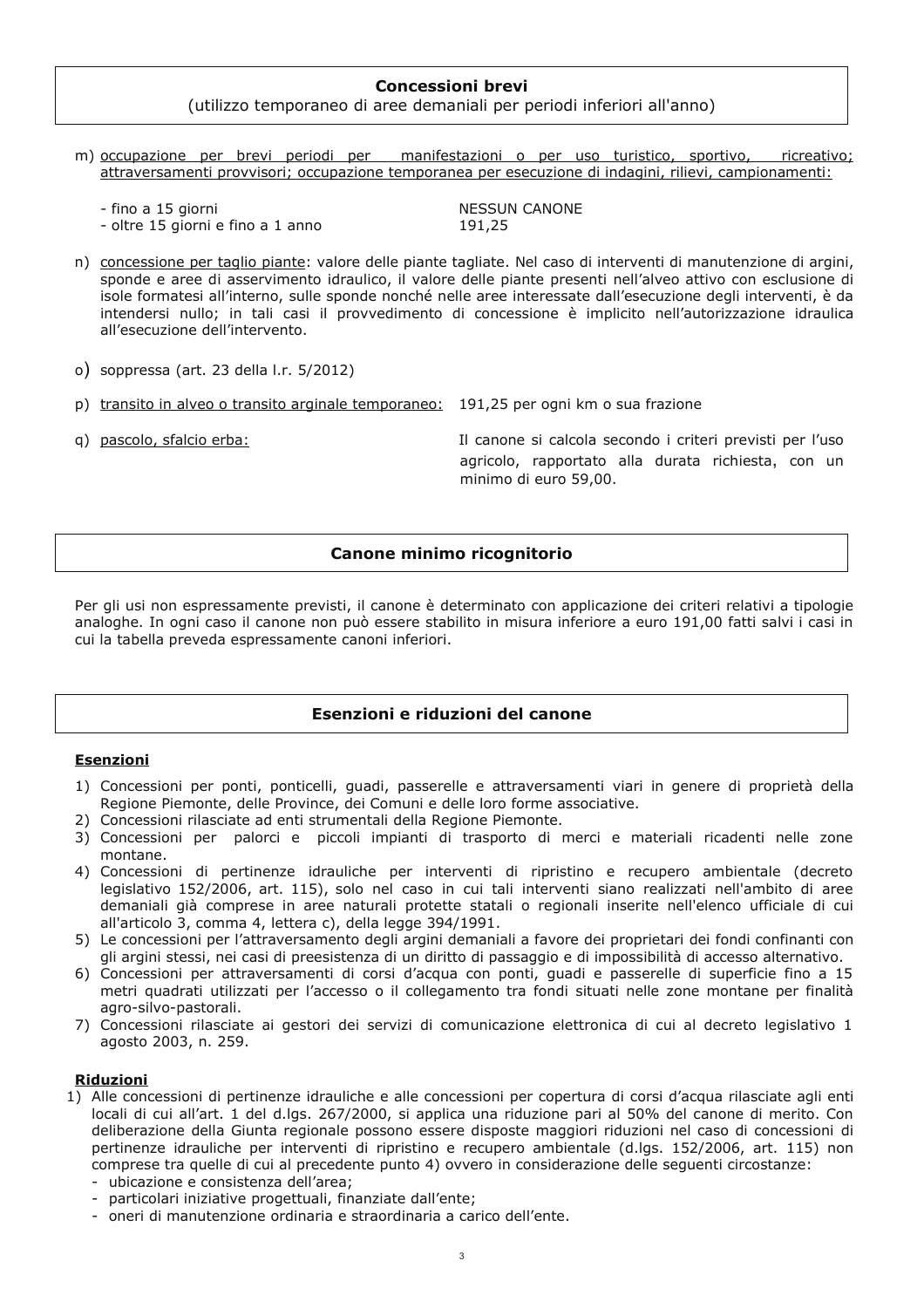## Concessioni brevi

(utilizzo temporaneo di aree demaniali per periodi inferiori all'anno)

m) <u>occupazione per brevi periodi per manifestazioni o per uso turistico, sportivo, ricreativo; attraversamenti provvisori; occupazione temporanea per esecuzione di indagini, rilievi, campionamenti:</u>

| | |
|---|---|
| - fino a 15 giorni | NESSUN CANONE |
| - oltre 15 giorni e fino a 1 anno | 191,25 |

n) <u>concessione per taglio piante</u>: valore delle piante tagliate. Nel caso di interventi di manutenzione di argini, sponde e aree di asservimento idraulico, il valore delle piante presenti nell'alveo attivo con esclusione di isole formatesi all'interno, sulle sponde nonché nelle aree interessate dall'esecuzione degli interventi, è da intendersi nullo; in tali casi il provvedimento di concessione è implicito nell'autorizzazione idraulica all'esecuzione dell'intervento.

o) soppressa (art. 23 della l.r. 5/2012)

p) <u>transito in alveo o transito arginale temporaneo:</u> 191,25 per ogni km o sua frazione

q) <u>pascolo, sfalcio erba:</u> Il canone si calcola secondo i criteri previsti per l'uso agricolo, rapportato alla durata richiesta, con un minimo di euro 59,00.

## Canone minimo ricognitorio

Per gli usi non espressamente previsti, il canone è determinato con applicazione dei criteri relativi a tipologie analoghe. In ogni caso il canone non può essere stabilito in misura inferiore a euro 191,00 fatti salvi i casi in cui la tabella preveda espressamente canoni inferiori.

## Esenzioni e riduzioni del canone

### Esenzioni

1) Concessioni per ponti, ponticelli, guadi, passerelle e attraversamenti viari in genere di proprietà della Regione Piemonte, delle Province, dei Comuni e delle loro forme associative.
2) Concessioni rilasciate ad enti strumentali della Regione Piemonte.
3) Concessioni per palorci e piccoli impianti di trasporto di merci e materiali ricadenti nelle zone montane.
4) Concessioni di pertinenze idrauliche per interventi di ripristino e recupero ambientale (decreto legislativo 152/2006, art. 115), solo nel caso in cui tali interventi siano realizzati nell'ambito di aree demaniali già comprese in aree naturali protette statali o regionali inserite nell'elenco ufficiale di cui all'articolo 3, comma 4, lettera c), della legge 394/1991.
5) Le concessioni per l'attraversamento degli argini demaniali a favore dei proprietari dei fondi confinanti con gli argini stessi, nei casi di preesistenza di un diritto di passaggio e di impossibilità di accesso alternativo.
6) Concessioni per attraversamenti di corsi d'acqua con ponti, guadi e passerelle di superficie fino a 15 metri quadrati utilizzati per l'accesso o il collegamento tra fondi situati nelle zone montane per finalità agro-silvo-pastorali.
7) Concessioni rilasciate ai gestori dei servizi di comunicazione elettronica di cui al decreto legislativo 1 agosto 2003, n. 259.

### Riduzioni

1) Alle concessioni di pertinenze idrauliche e alle concessioni per copertura di corsi d'acqua rilasciate agli enti locali di cui all'art. 1 del d.lgs. 267/2000, si applica una riduzione pari al 50% del canone di merito. Con deliberazione della Giunta regionale possono essere disposte maggiori riduzioni nel caso di concessioni di pertinenze idrauliche per interventi di ripristino e recupero ambientale (d.lgs. 152/2006, art. 115) non comprese tra quelle di cui al precedente punto 4) ovvero in considerazione delle seguenti circostanze:
   - ubicazione e consistenza dell'area;
   - particolari iniziative progettuali, finanziate dall'ente;
   - oneri di manutenzione ordinaria e straordinaria a carico dell'ente.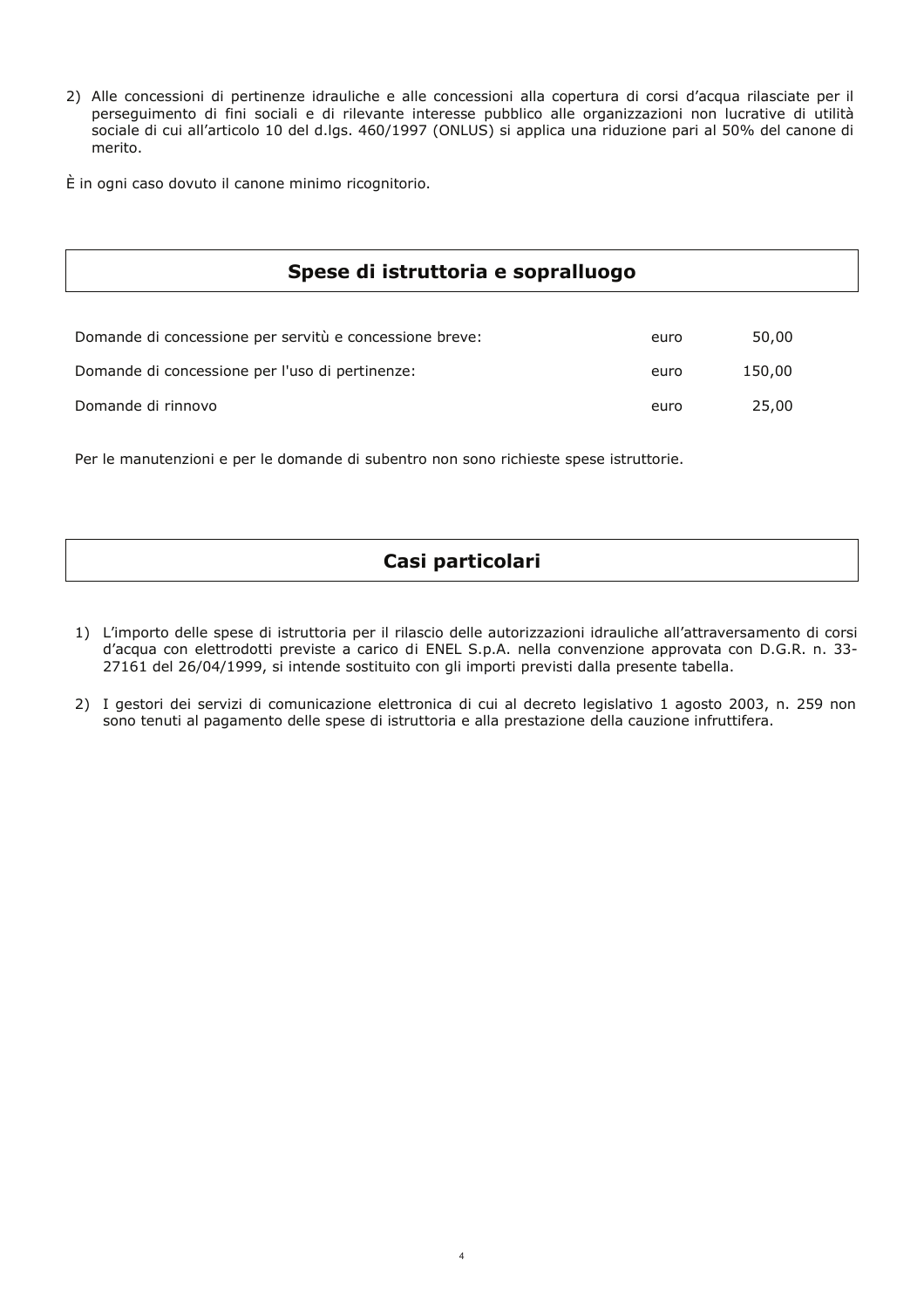2) Alle concessioni di pertinenze idrauliche e alle concessioni alla copertura di corsi d'acqua rilasciate per il perseguimento di fini sociali e di rilevante interesse pubblico alle organizzazioni non lucrative di utilità sociale di cui all'articolo 10 del d.lgs. 460/1997 (ONLUS) si applica una riduzione pari al 50% del canone di merito.

È in ogni caso dovuto il canone minimo ricognitorio.

## Spese di istruttoria e sopralluogo

| | | |
|---|---|---|
| Domande di concessione per servitù e concessione breve: | euro | 50,00 |
| Domande di concessione per l'uso di pertinenze: | euro | 150,00 |
| Domande di rinnovo | euro | 25,00 |

Per le manutenzioni e per le domande di subentro non sono richieste spese istruttorie.

## Casi particolari

1) L'importo delle spese di istruttoria per il rilascio delle autorizzazioni idrauliche all'attraversamento di corsi d'acqua con elettrodotti previste a carico di ENEL S.p.A. nella convenzione approvata con D.G.R. n. 33-27161 del 26/04/1999, si intende sostituito con gli importi previsti dalla presente tabella.

2) I gestori dei servizi di comunicazione elettronica di cui al decreto legislativo 1 agosto 2003, n. 259 non sono tenuti al pagamento delle spese di istruttoria e alla prestazione della cauzione infruttifera.